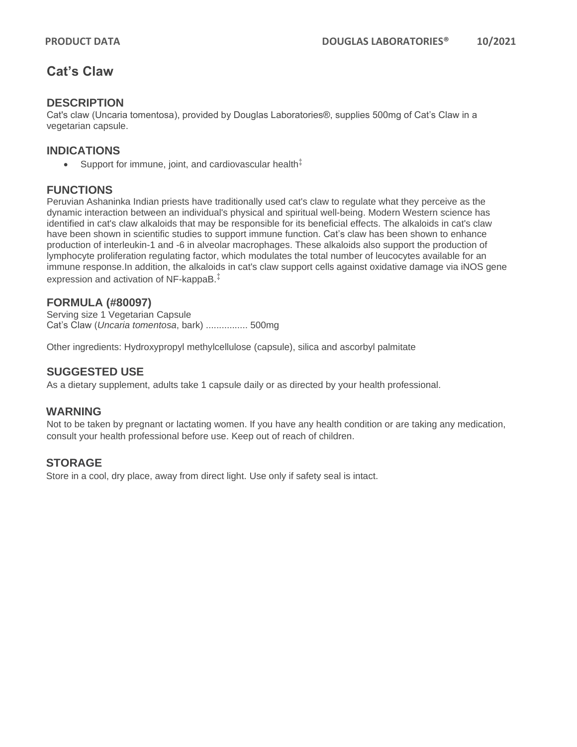# Cat's Claw

## DESCRIPTION

Cat's claw (Uncaria tomentosa), provided by Douglas Laboratories®, supplies 500mg of Cat's Claw in a vegetarian capsule.

## INDICATIONS

- Support for immune, joint, and cardiovascular health‡

## FUNCTIONS

Peruvian Ashaninka Indian priests have traditionally used cat's claw to regulate what they perceive as the dynamic interaction between an individual's physical and spiritual well-being. Modern Western science has identified in cat's claw alkaloids that may be responsible for its beneficial effects. The alkaloids in cat's claw have been shown in scientific studies to support immune function. Cat's claw has been shown to enhance production of interleukin-1 and -6 in alveolar macrophages. These alkaloids also support the production of lymphocyte proliferation regulating factor, which modulates the total number of leucocytes available for an immune response.In addition, the alkaloids in cat's claw support cells against oxidative damage via iNOS gene expression and activation of NF-kappaB.‡

## FORMULA (#80097)

Serving size 1 Vegetarian Capsule
Cat's Claw (*Uncaria tomentosa*, bark) ................ 500mg

Other ingredients: Hydroxypropyl methylcellulose (capsule), silica and ascorbyl palmitate

## SUGGESTED USE

As a dietary supplement, adults take 1 capsule daily or as directed by your health professional.

## WARNING

Not to be taken by pregnant or lactating women. If you have any health condition or are taking any medication, consult your health professional before use. Keep out of reach of children.

## STORAGE

Store in a cool, dry place, away from direct light. Use only if safety seal is intact.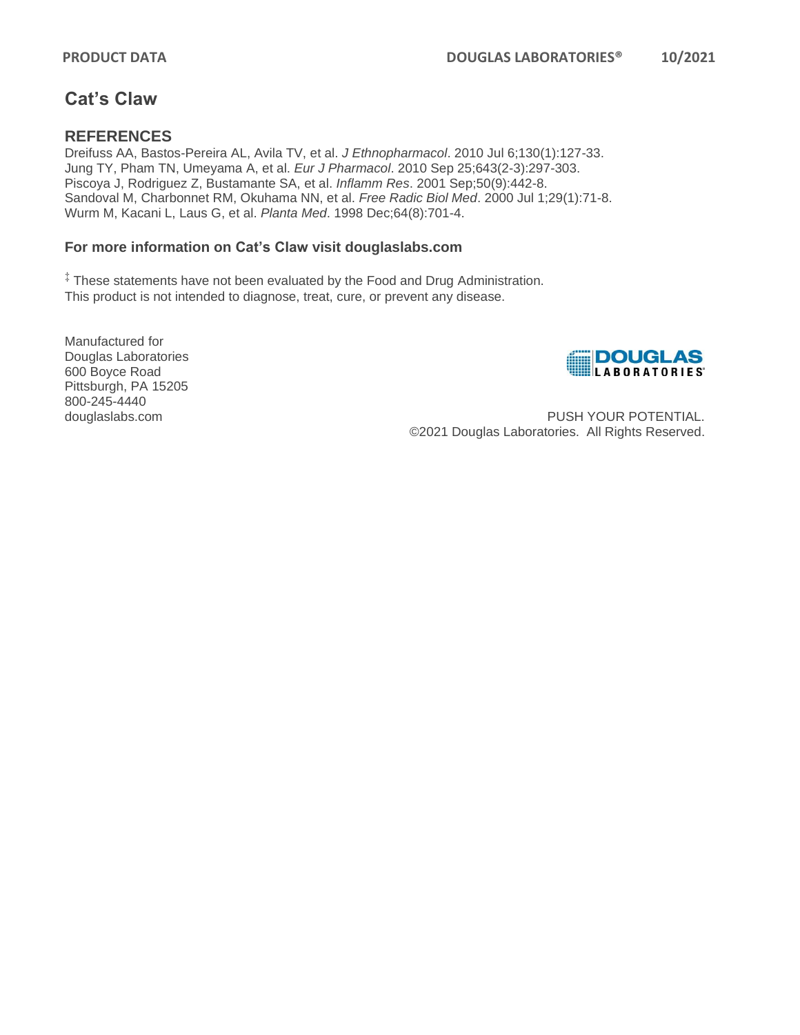# Cat's Claw

## REFERENCES

Dreifuss AA, Bastos-Pereira AL, Avila TV, et al. *J Ethnopharmacol*. 2010 Jul 6;130(1):127-33.
Jung TY, Pham TN, Umeyama A, et al. *Eur J Pharmacol*. 2010 Sep 25;643(2-3):297-303.
Piscoya J, Rodriguez Z, Bustamante SA, et al. *Inflamm Res*. 2001 Sep;50(9):442-8.
Sandoval M, Charbonnet RM, Okuhama NN, et al. *Free Radic Biol Med*. 2000 Jul 1;29(1):71-8.
Wurm M, Kacani L, Laus G, et al. *Planta Med*. 1998 Dec;64(8):701-4.

**For more information on Cat's Claw visit douglaslabs.com**

‡ These statements have not been evaluated by the Food and Drug Administration.
This product is not intended to diagnose, treat, cure, or prevent any disease.

Manufactured for
Douglas Laboratories
600 Boyce Road
Pittsburgh, PA 15205
800-245-4440
douglaslabs.com

DOUGLAS LABORATORIES

PUSH YOUR POTENTIAL.
©2021 Douglas Laboratories. All Rights Reserved.